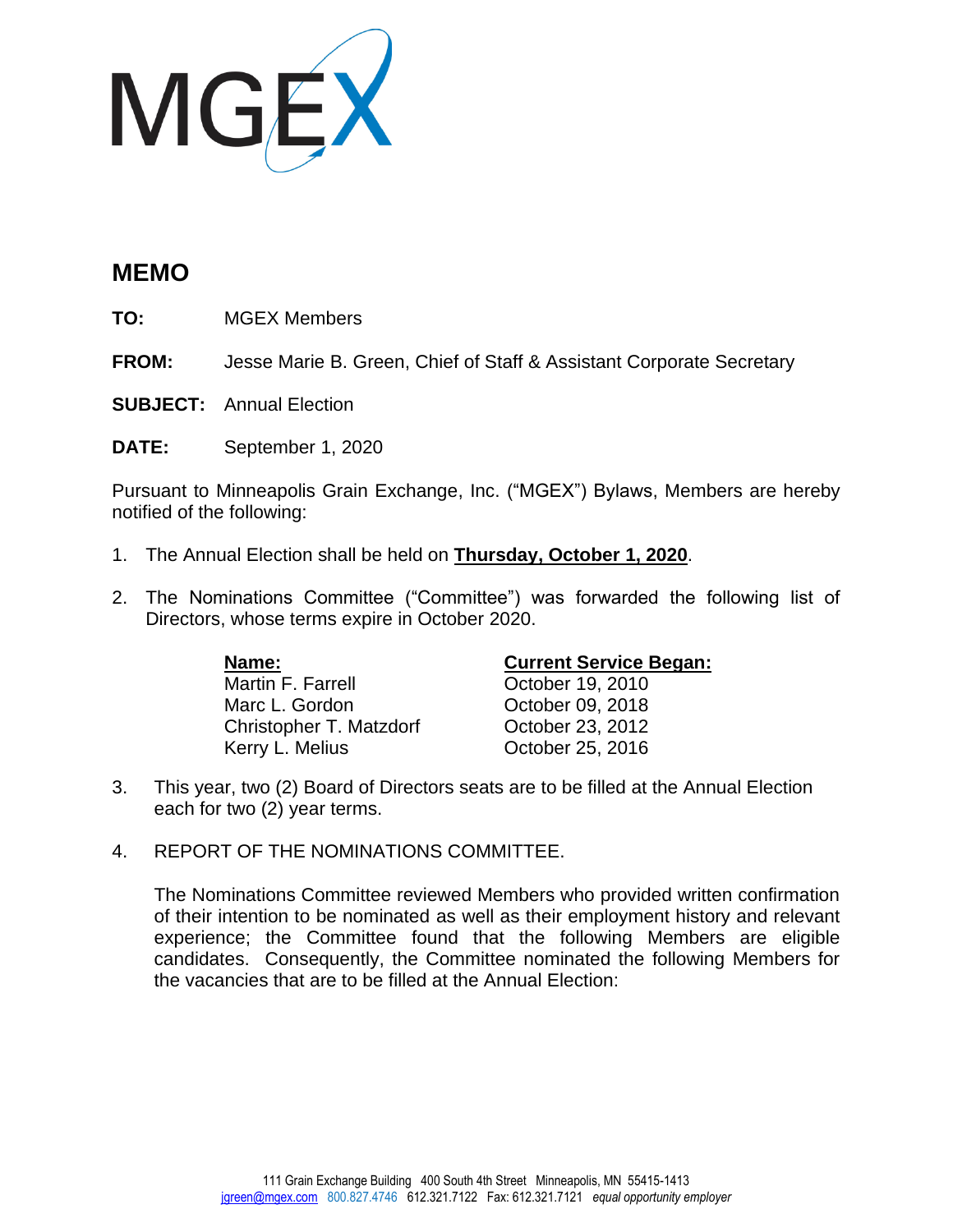MGEX

# MEMO

**TO:** MGEX Members

**FROM:** Jesse Marie B. Green, Chief of Staff & Assistant Corporate Secretary

**SUBJECT:** Annual Election

**DATE:** September 1, 2020

Pursuant to Minneapolis Grain Exchange, Inc. ("MGEX") Bylaws, Members are hereby notified of the following:

1. The Annual Election shall be held on **Thursday, October 1, 2020**.

2. The Nominations Committee ("Committee") was forwarded the following list of Directors, whose terms expire in October 2020.

| **Name:** | **Current Service Began:** |
|---|---|
| Martin F. Farrell | October 19, 2010 |
| Marc L. Gordon | October 09, 2018 |
| Christopher T. Matzdorf | October 23, 2012 |
| Kerry L. Melius | October 25, 2016 |

3. This year, two (2) Board of Directors seats are to be filled at the Annual Election each for two (2) year terms.

4. REPORT OF THE NOMINATIONS COMMITTEE.

   The Nominations Committee reviewed Members who provided written confirmation of their intention to be nominated as well as their employment history and relevant experience; the Committee found that the following Members are eligible candidates. Consequently, the Committee nominated the following Members for the vacancies that are to be filled at the Annual Election:

111 Grain Exchange Building 400 South 4th Street Minneapolis, MN 55415-1413
jgreen@mgex.com 800.827.4746 612.321.7122 Fax: 612.321.7121 *equal opportunity employer*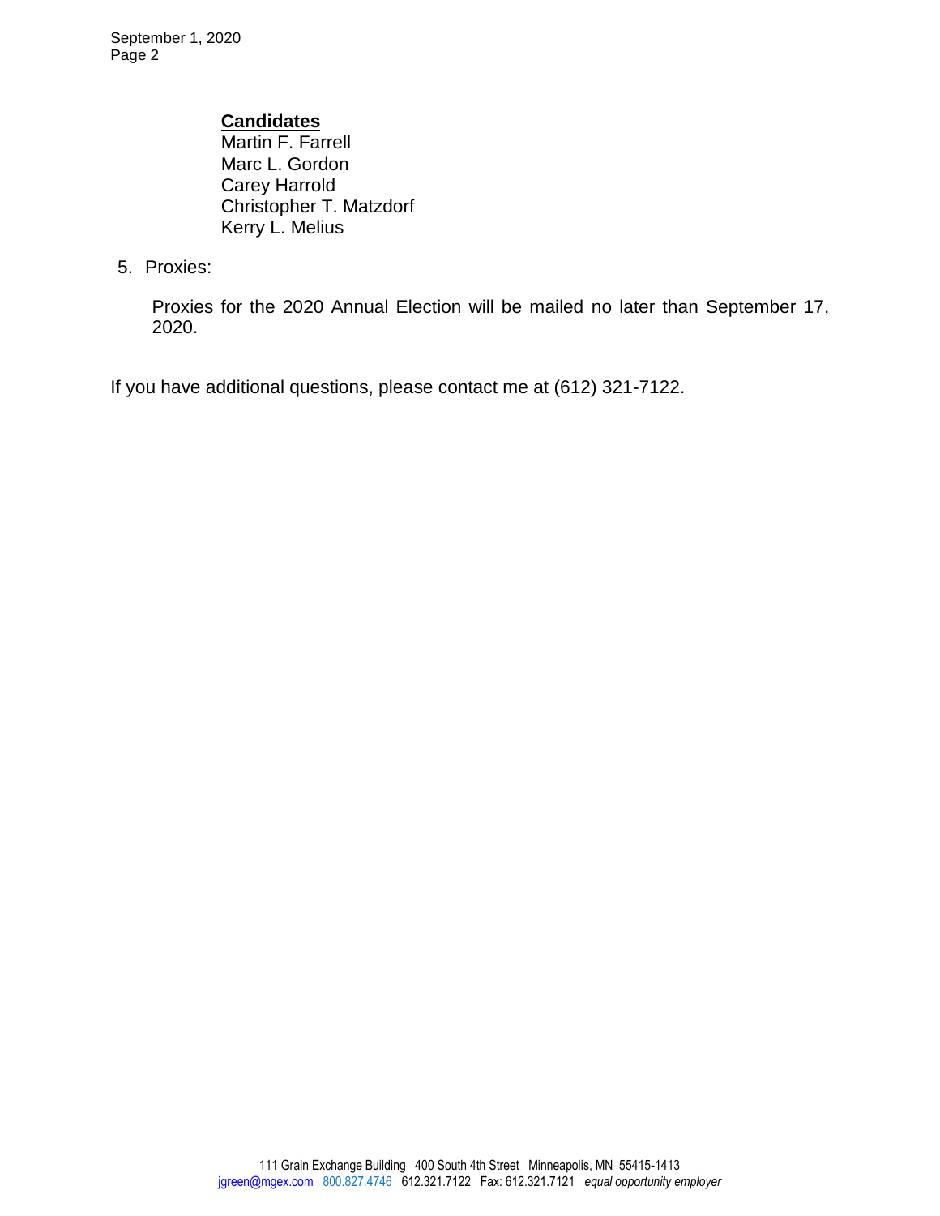**Candidates**
Martin F. Farrell
Marc L. Gordon
Carey Harrold
Christopher T. Matzdorf
Kerry L. Melius

5. Proxies:

   Proxies for the 2020 Annual Election will be mailed no later than September 17, 2020.

If you have additional questions, please contact me at (612) 321-7122.